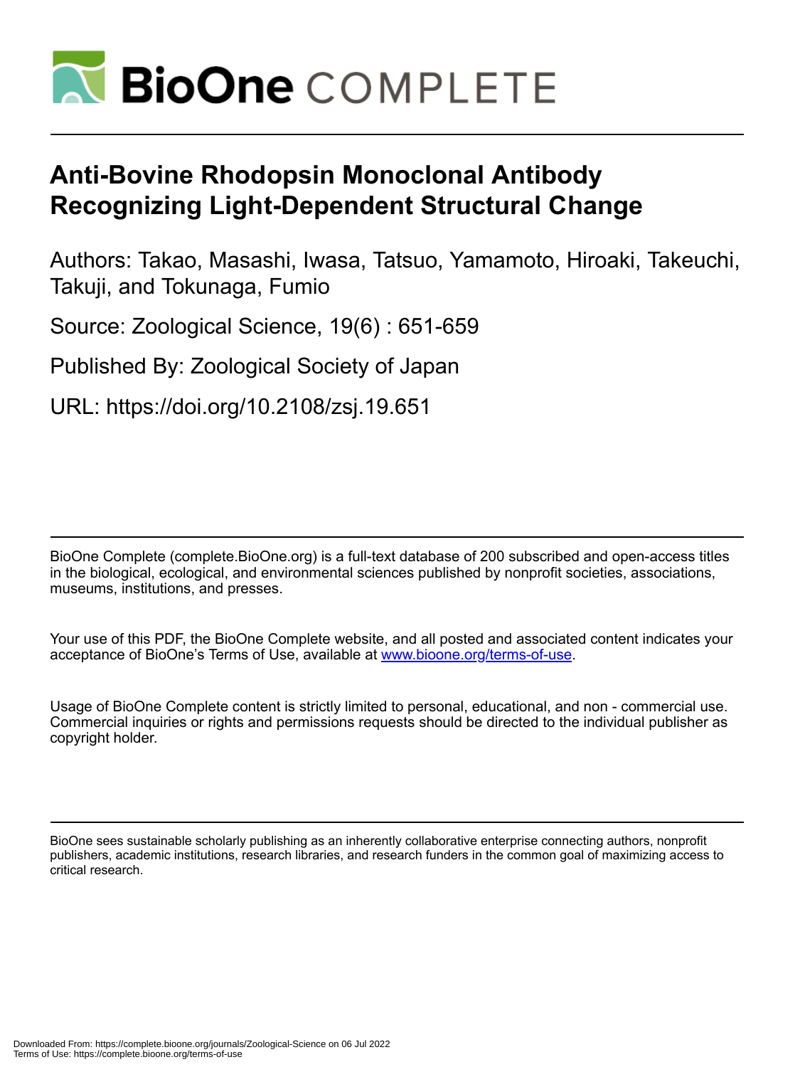# Anti-Bovine Rhodopsin Monoclonal Antibody Recognizing Light-Dependent Structural Change

Authors: Takao, Masashi, Iwasa, Tatsuo, Yamamoto, Hiroaki, Takeuchi, Takuji, and Tokunaga, Fumio

Source: Zoological Science, 19(6) : 651-659

Published By: Zoological Society of Japan

URL: https://doi.org/10.2108/zsj.19.651

BioOne Complete (complete.BioOne.org) is a full-text database of 200 subscribed and open-access titles in the biological, ecological, and environmental sciences published by nonprofit societies, associations, museums, institutions, and presses.

Your use of this PDF, the BioOne Complete website, and all posted and associated content indicates your acceptance of BioOne's Terms of Use, available at www.bioone.org/terms-of-use.

Usage of BioOne Complete content is strictly limited to personal, educational, and non - commercial use. Commercial inquiries or rights and permissions requests should be directed to the individual publisher as copyright holder.

BioOne sees sustainable scholarly publishing as an inherently collaborative enterprise connecting authors, nonprofit publishers, academic institutions, research libraries, and research funders in the common goal of maximizing access to critical research.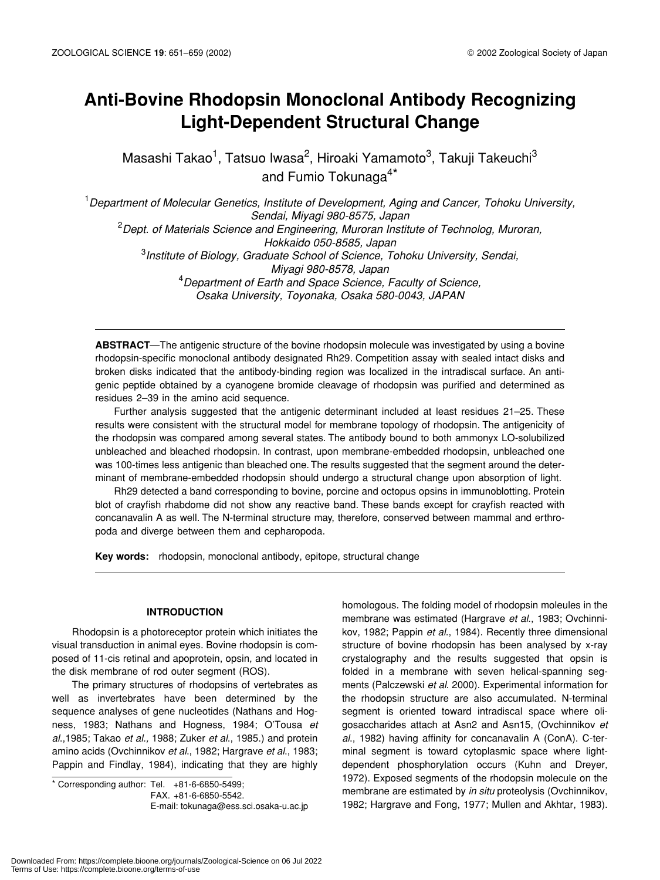# Anti-Bovine Rhodopsin Monoclonal Antibody Recognizing Light-Dependent Structural Change

Masashi Takao[1], Tatsuo Iwasa[2], Hiroaki Yamamoto[3], Takuji Takeuchi[3] and Fumio Tokunaga[4*]

[1]*Department of Molecular Genetics, Institute of Development, Aging and Cancer, Tohoku University, Sendai, Miyagi 980-8575, Japan*
[2]*Dept. of Materials Science and Engineering, Muroran Institute of Technolog, Muroran, Hokkaido 050-8585, Japan*
[3]*Institute of Biology, Graduate School of Science, Tohoku University, Sendai, Miyagi 980-8578, Japan*
[4]*Department of Earth and Space Science, Faculty of Science, Osaka University, Toyonaka, Osaka 580-0043, JAPAN*

**ABSTRACT**—The antigenic structure of the bovine rhodopsin molecule was investigated by using a bovine rhodopsin-specific monoclonal antibody designated Rh29. Competition assay with sealed intact disks and broken disks indicated that the antibody-binding region was localized in the intradiscal surface. An antigenic peptide obtained by a cyanogene bromide cleavage of rhodopsin was purified and determined as residues 2–39 in the amino acid sequence.

Further analysis suggested that the antigenic determinant included at least residues 21–25. These results were consistent with the structural model for membrane topology of rhodopsin. The antigenicity of the rhodopsin was compared among several states. The antibody bound to both ammonyx LO-solubilized unbleached and bleached rhodopsin. In contrast, upon membrane-embedded rhodopsin, unbleached one was 100-times less antigenic than bleached one. The results suggested that the segment around the determinant of membrane-embedded rhodopsin should undergo a structural change upon absorption of light.

Rh29 detected a band corresponding to bovine, porcine and octopus opsins in immunoblotting. Protein blot of crayfish rhabdome did not show any reactive band. These bands except for crayfish reacted with concanavalin A as well. The N-terminal structure may, therefore, conserved between mammal and erthropoda and diverge between them and cepharopoda.

**Key words:** rhodopsin, monoclonal antibody, epitope, structural change

## INTRODUCTION

Rhodopsin is a photoreceptor protein which initiates the visual transduction in animal eyes. Bovine rhodopsin is composed of 11-cis retinal and apoprotein, opsin, and located in the disk membrane of rod outer segment (ROS).

The primary structures of rhodopsins of vertebrates as well as invertebrates have been determined by the sequence analyses of gene nucleotides (Nathans and Hogness, 1983; Nathans and Hogness, 1984; O'Tousa *et al.*,1985; Takao *et al.,* 1988; Zuker *et al*., 1985.) and protein amino acids (Ovchinnikov *et al*., 1982; Hargrave *et al*., 1983; Pappin and Findlay, 1984), indicating that they are highly homologous. The folding model of rhodopsin moleules in the membrane was estimated (Hargrave *et al*., 1983; Ovchinnikov, 1982; Pappin *et al*., 1984). Recently three dimensional structure of bovine rhodopsin has been analysed by x-ray crystalography and the results suggested that opsin is folded in a membrane with seven helical-spanning segments (Palczewski *et al.* 2000). Experimental information for the rhodopsin structure are also accumulated. N-terminal segment is oriented toward intradiscal space where oligosaccharides attach at Asn2 and Asn15, (Ovchinnikov *et al*., 1982) having affinity for concanavalin A (ConA). C-terminal segment is toward cytoplasmic space where light-dependent phosphorylation occurs (Kuhn and Dreyer, 1972). Exposed segments of the rhodopsin molecule on the membrane are estimated by *in situ* proteolysis (Ovchinnikov, 1982; Hargrave and Fong, 1977; Mullen and Akhtar, 1983).

\* Corresponding author: Tel. +81-6-6850-5499;
FAX. +81-6-6850-5542.
E-mail: tokunaga@ess.sci.osaka-u.ac.jp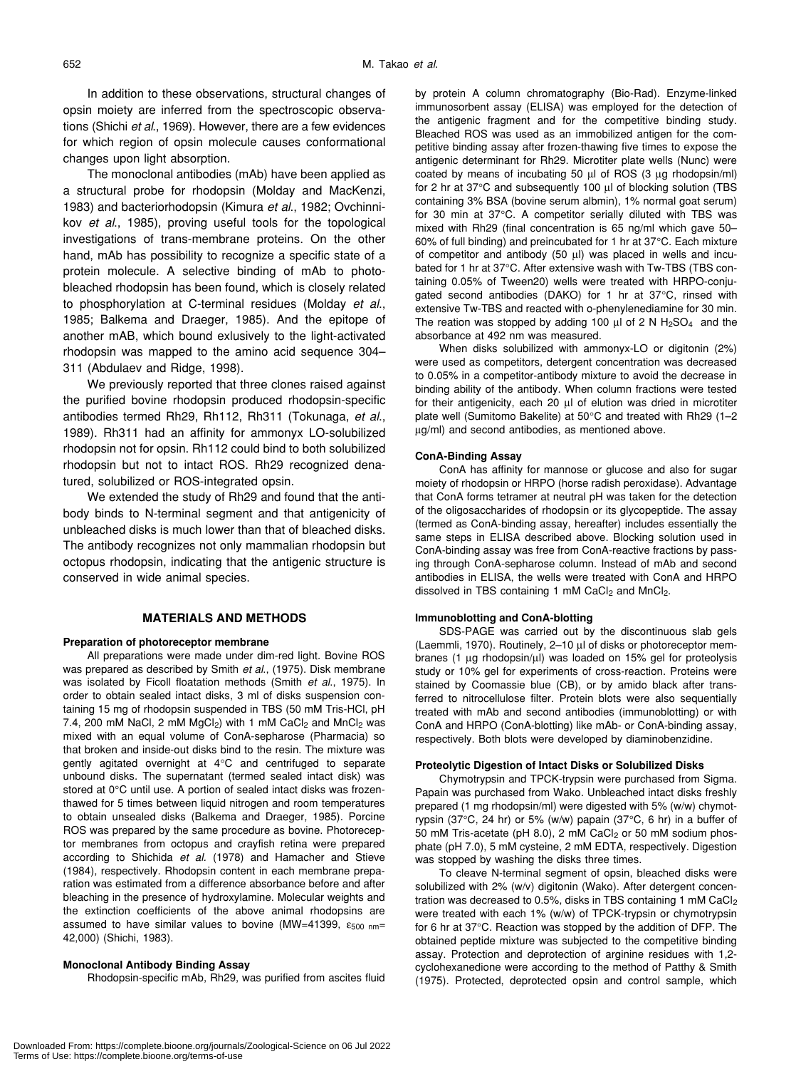In addition to these observations, structural changes of opsin moiety are inferred from the spectroscopic observations (Shichi *et al*., 1969). However, there are a few evidences for which region of opsin molecule causes conformational changes upon light absorption.

The monoclonal antibodies (mAb) have been applied as a structural probe for rhodopsin (Molday and MacKenzi, 1983) and bacteriorhodopsin (Kimura *et al*., 1982; Ovchinnikov *et al*., 1985), proving useful tools for the topological investigations of trans-membrane proteins. On the other hand, mAb has possibility to recognize a specific state of a protein molecule. A selective binding of mAb to photobleached rhodopsin has been found, which is closely related to phosphorylation at C-terminal residues (Molday *et al*., 1985; Balkema and Draeger, 1985). And the epitope of another mAB, which bound exlusively to the light-activated rhodopsin was mapped to the amino acid sequence 304–311 (Abdulaev and Ridge, 1998).

We previously reported that three clones raised against the purified bovine rhodopsin produced rhodopsin-specific antibodies termed Rh29, Rh112, Rh311 (Tokunaga, *et al*., 1989). Rh311 had an affinity for ammonyx LO-solubilized rhodopsin not for opsin. Rh112 could bind to both solubilized rhodopsin but not to intact ROS. Rh29 recognized denatured, solubilized or ROS-integrated opsin.

We extended the study of Rh29 and found that the antibody binds to N-terminal segment and that antigenicity of unbleached disks is much lower than that of bleached disks. The antibody recognizes not only mammalian rhodopsin but octopus rhodopsin, indicating that the antigenic structure is conserved in wide animal species.

## MATERIALS AND METHODS

### Preparation of photoreceptor membrane

All preparations were made under dim-red light. Bovine ROS was prepared as described by Smith *et al.*, (1975). Disk membrane was isolated by Ficoll floatation methods (Smith *et al*., 1975). In order to obtain sealed intact disks, 3 ml of disks suspension containing 15 mg of rhodopsin suspended in TBS (50 mM Tris-HCl, pH 7.4, 200 mM NaCl, 2 mM $MgCl_2$) with 1 mM $CaCl_2$ and $MnCl_2$ was mixed with an equal volume of ConA-sepharose (Pharmacia) so that broken and inside-out disks bind to the resin. The mixture was gently agitated overnight at 4°C and centrifuged to separate unbound disks. The supernatant (termed sealed intact disk) was stored at 0°C until use. A portion of sealed intact disks was frozen-thawed for 5 times between liquid nitrogen and room temperatures to obtain unsealed disks (Balkema and Draeger, 1985). Porcine ROS was prepared by the same procedure as bovine. Photoreceptor membranes from octopus and crayfish retina were prepared according to Shichida *et al.* (1978) and Hamacher and Stieve (1984), respectively. Rhodopsin content in each membrane preparation was estimated from a difference absorbance before and after bleaching in the presence of hydroxylamine. Molecular weights and the extinction coefficients of the above animal rhodopsins are assumed to have similar values to bovine (MW=41399, $\varepsilon_{500\ nm}$= 42,000) (Shichi, 1983).

### Monoclonal Antibody Binding Assay

Rhodopsin-specific mAb, Rh29, was purified from ascites fluid by protein A column chromatography (Bio-Rad). Enzyme-linked immunosorbent assay (ELISA) was employed for the detection of the antigenic fragment and for the competitive binding study. Bleached ROS was used as an immobilized antigen for the competitive binding assay after frozen-thawing five times to expose the antigenic determinant for Rh29. Microtiter plate wells (Nunc) were coated by means of incubating 50 µl of ROS (3 µg rhodopsin/ml) for 2 hr at 37°C and subsequently 100 µl of blocking solution (TBS containing 3% BSA (bovine serum albmin), 1% normal goat serum) for 30 min at 37°C. A competitor serially diluted with TBS was mixed with Rh29 (final concentration is 65 ng/ml which gave 50–60% of full binding) and preincubated for 1 hr at 37°C. Each mixture of competitor and antibody (50 µl) was placed in wells and incubated for 1 hr at 37°C. After extensive wash with Tw-TBS (TBS containing 0.05% of Tween20) wells were treated with HRPO-conjugated second antibodies (DAKO) for 1 hr at 37°C, rinsed with extensive Tw-TBS and reacted with o-phenylenediamine for 30 min. The reation was stopped by adding 100 µl of 2 N $H_2SO_4$ and the absorbance at 492 nm was measured.

When disks solubilized with ammonyx-LO or digitonin (2%) were used as competitors, detergent concentration was decreased to 0.05% in a competitor-antibody mixture to avoid the decrease in binding ability of the antibody. When column fractions were tested for their antigenicity, each 20 µl of elution was dried in microtiter plate well (Sumitomo Bakelite) at 50°C and treated with Rh29 (1–2 µg/ml) and second antibodies, as mentioned above.

### ConA-Binding Assay

ConA has affinity for mannose or glucose and also for sugar moiety of rhodopsin or HRPO (horse radish peroxidase). Advantage that ConA forms tetramer at neutral pH was taken for the detection of the oligosaccharides of rhodopsin or its glycopeptide. The assay (termed as ConA-binding assay, hereafter) includes essentially the same steps in ELISA described above. Blocking solution used in ConA-binding assay was free from ConA-reactive fractions by passing through ConA-sepharose column. Instead of mAb and second antibodies in ELISA, the wells were treated with ConA and HRPO dissolved in TBS containing 1 mM $CaCl_2$ and $MnCl_2$.

### Immunoblotting and ConA-blotting

SDS-PAGE was carried out by the discontinuous slab gels (Laemmli, 1970). Routinely, 2–10 µl of disks or photoreceptor membranes (1 µg rhodopsin/µl) was loaded on 15% gel for proteolysis study or 10% gel for experiments of cross-reaction. Proteins were stained by Coomassie blue (CB), or by amido black after transferred to nitrocellulose filter. Protein blots were also sequentially treated with mAb and second antibodies (immunoblotting) or with ConA and HRPO (ConA-blotting) like mAb- or ConA-binding assay, respectively. Both blots were developed by diaminobenzidine.

### Proteolytic Digestion of Intact Disks or Solubilized Disks

Chymotrypsin and TPCK-trypsin were purchased from Sigma. Papain was purchased from Wako. Unbleached intact disks freshly prepared (1 mg rhodopsin/ml) were digested with 5% (w/w) chymotrypsin (37°C, 24 hr) or 5% (w/w) papain (37°C, 6 hr) in a buffer of 50 mM Tris-acetate (pH 8.0), 2 mM $CaCl_2$ or 50 mM sodium phosphate (pH 7.0), 5 mM cysteine, 2 mM EDTA, respectively. Digestion was stopped by washing the disks three times.

To cleave N-terminal segment of opsin, bleached disks were solubilized with 2% (w/v) digitonin (Wako). After detergent concentration was decreased to 0.5%, disks in TBS containing 1 mM $CaCl_2$ were treated with each 1% (w/w) of TPCK-trypsin or chymotrypsin for 6 hr at 37°C. Reaction was stopped by the addition of DFP. The obtained peptide mixture was subjected to the competitive binding assay. Protection and deprotection of arginine residues with 1,2-cyclohexanedione were according to the method of Patthy & Smith (1975). Protected, deprotected opsin and control sample, which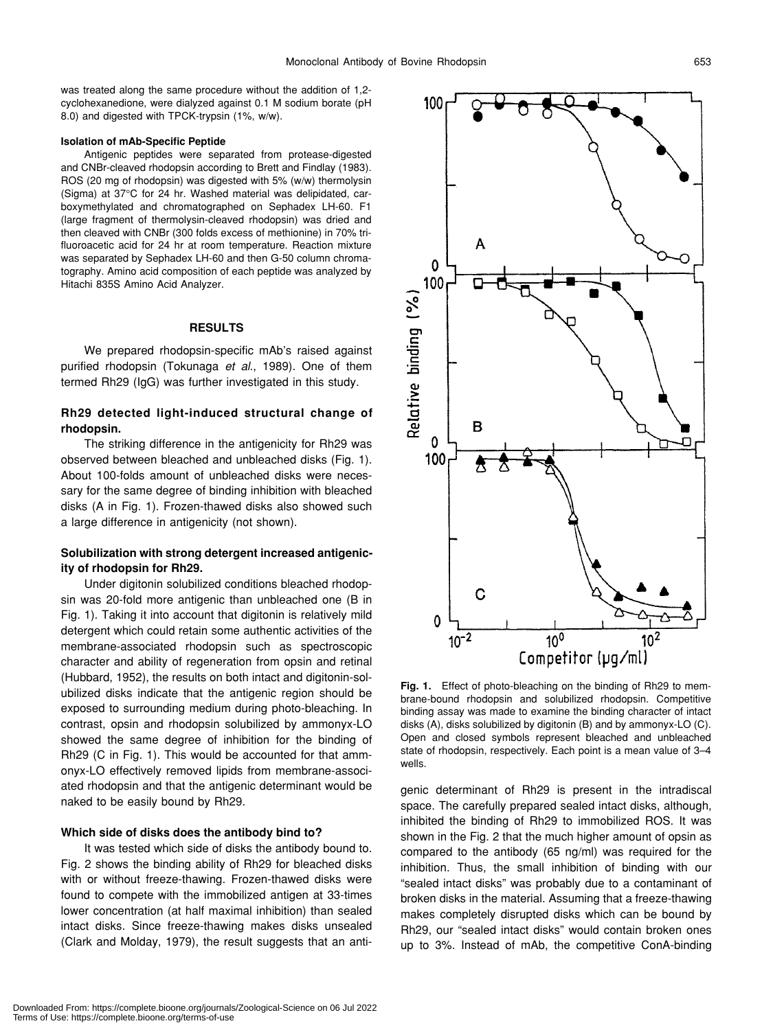was treated along the same procedure without the addition of 1,2-cyclohexanedione, were dialyzed against 0.1 M sodium borate (pH 8.0) and digested with TPCK-trypsin (1%, w/w).

#### Isolation of mAb-Specific Peptide

Antigenic peptides were separated from protease-digested and CNBr-cleaved rhodopsin according to Brett and Findlay (1983). ROS (20 mg of rhodopsin) was digested with 5% (w/w) thermolysin (Sigma) at 37°C for 24 hr. Washed material was delipidated, carboxymethylated and chromatographed on Sephadex LH-60. F1 (large fragment of thermolysin-cleaved rhodopsin) was dried and then cleaved with CNBr (300 folds excess of methionine) in 70% trifluoroacetic acid for 24 hr at room temperature. Reaction mixture was separated by Sephadex LH-60 and then G-50 column chromatography. Amino acid composition of each peptide was analyzed by Hitachi 835S Amino Acid Analyzer.

## RESULTS

We prepared rhodopsin-specific mAb's raised against purified rhodopsin (Tokunaga *et al.*, 1989). One of them termed Rh29 (IgG) was further investigated in this study.

### Rh29 detected light-induced structural change of rhodopsin.

The striking difference in the antigenicity for Rh29 was observed between bleached and unbleached disks (Fig. 1). About 100-folds amount of unbleached disks were necessary for the same degree of binding inhibition with bleached disks (A in Fig. 1). Frozen-thawed disks also showed such a large difference in antigenicity (not shown).

### Solubilization with strong detergent increased antigenicity of rhodopsin for Rh29.

Under digitonin solubilized conditions bleached rhodopsin was 20-fold more antigenic than unbleached one (B in Fig. 1). Taking it into account that digitonin is relatively mild detergent which could retain some authentic activities of the membrane-associated rhodopsin such as spectroscopic character and ability of regeneration from opsin and retinal (Hubbard, 1952), the results on both intact and digitonin-solubilized disks indicate that the antigenic region should be exposed to surrounding medium during photo-bleaching. In contrast, opsin and rhodopsin solubilized by ammonyx-LO showed the same degree of inhibition for the binding of Rh29 (C in Fig. 1). This would be accounted for that ammonyx-LO effectively removed lipids from membrane-associated rhodopsin and that the antigenic determinant would be naked to be easily bound by Rh29.

### Which side of disks does the antibody bind to?

It was tested which side of disks the antibody bound to. Fig. 2 shows the binding ability of Rh29 for bleached disks with or without freeze-thawing. Frozen-thawed disks were found to compete with the immobilized antigen at 33-times lower concentration (at half maximal inhibition) than sealed intact disks. Since freeze-thawing makes disks unsealed (Clark and Molday, 1979), the result suggests that an antigenic determinant of Rh29 is present in the intradiscal space. The carefully prepared sealed intact disks, although, inhibited the binding of Rh29 to immobilized ROS. It was shown in the Fig. 2 that the much higher amount of opsin as compared to the antibody (65 ng/ml) was required for the inhibition. Thus, the small inhibition of binding with our "sealed intact disks" was probably due to a contaminant of broken disks in the material. Assuming that a freeze-thawing makes completely disrupted disks which can be bound by Rh29, our "sealed intact disks" would contain broken ones up to 3%. Instead of mAb, the competitive ConA-binding

**Fig. 1.** Effect of photo-bleaching on the binding of Rh29 to membrane-bound rhodopsin and solubilized rhodopsin. Competitive binding assay was made to examine the binding character of intact disks (A), disks solubilized by digitonin (B) and by ammonyx-LO (C). Open and closed symbols represent bleached and unbleached state of rhodopsin, respectively. Each point is a mean value of 3–4 wells.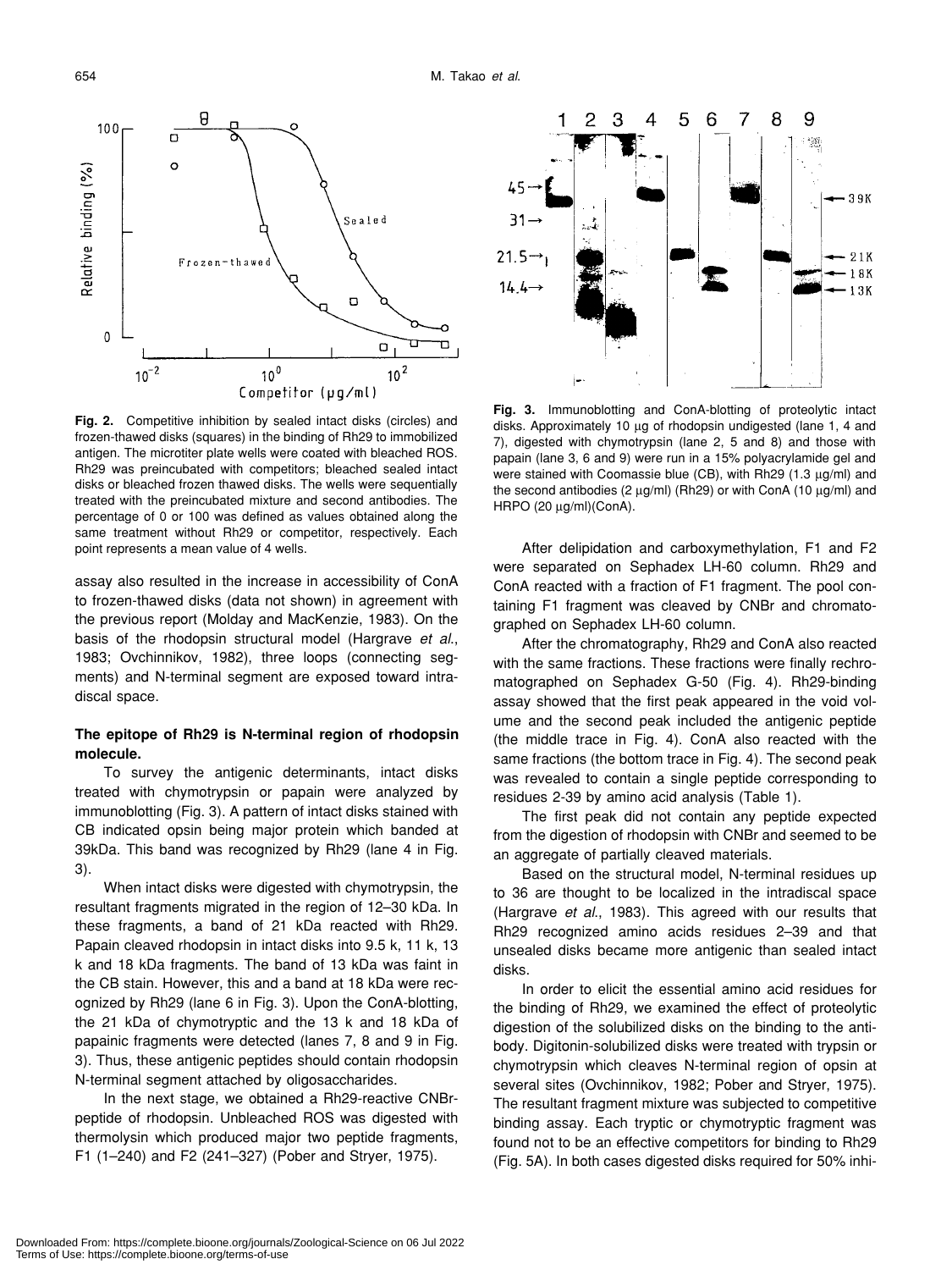**Fig. 2.** Competitive inhibition by sealed intact disks (circles) and frozen-thawed disks (squares) in the binding of Rh29 to immobilized antigen. The microtiter plate wells were coated with bleached ROS. Rh29 was preincubated with competitors; bleached sealed intact disks or bleached frozen thawed disks. The wells were sequentially treated with the preincubated mixture and second antibodies. The percentage of 0 or 100 was defined as values obtained along the same treatment without Rh29 or competitor, respectively. Each point represents a mean value of 4 wells.

assay also resulted in the increase in accessibility of ConA to frozen-thawed disks (data not shown) in agreement with the previous report (Molday and MacKenzie, 1983). On the basis of the rhodopsin structural model (Hargrave *et al.*, 1983; Ovchinnikov, 1982), three loops (connecting segments) and N-terminal segment are exposed toward intradiscal space.

### The epitope of Rh29 is N-terminal region of rhodopsin molecule.

To survey the antigenic determinants, intact disks treated with chymotrypsin or papain were analyzed by immunoblotting (Fig. 3). A pattern of intact disks stained with CB indicated opsin being major protein which banded at 39kDa. This band was recognized by Rh29 (lane 4 in Fig. 3).

When intact disks were digested with chymotrypsin, the resultant fragments migrated in the region of 12–30 kDa. In these fragments, a band of 21 kDa reacted with Rh29. Papain cleaved rhodopsin in intact disks into 9.5 k, 11 k, 13 k and 18 kDa fragments. The band of 13 kDa was faint in the CB stain. However, this and a band at 18 kDa were recognized by Rh29 (lane 6 in Fig. 3). Upon the ConA-blotting, the 21 kDa of chymotryptic and the 13 k and 18 kDa of papainic fragments were detected (lanes 7, 8 and 9 in Fig. 3). Thus, these antigenic peptides should contain rhodopsin N-terminal segment attached by oligosaccharides.

In the next stage, we obtained a Rh29-reactive CNBr-peptide of rhodopsin. Unbleached ROS was digested with thermolysin which produced major two peptide fragments, F1 (1–240) and F2 (241–327) (Pober and Stryer, 1975).

**Fig. 3.** Immunoblotting and ConA-blotting of proteolytic intact disks. Approximately 10 μg of rhodopsin undigested (lane 1, 4 and 7), digested with chymotrypsin (lane 2, 5 and 8) and those with papain (lane 3, 6 and 9) were run in a 15% polyacrylamide gel and were stained with Coomassie blue (CB), with Rh29 (1.3 μg/ml) and the second antibodies (2 μg/ml) (Rh29) or with ConA (10 μg/ml) and HRPO (20 μg/ml)(ConA).

After delipidation and carboxymethylation, F1 and F2 were separated on Sephadex LH-60 column. Rh29 and ConA reacted with a fraction of F1 fragment. The pool containing F1 fragment was cleaved by CNBr and chromatographed on Sephadex LH-60 column.

After the chromatography, Rh29 and ConA also reacted with the same fractions. These fractions were finally rechromatographed on Sephadex G-50 (Fig. 4). Rh29-binding assay showed that the first peak appeared in the void volume and the second peak included the antigenic peptide (the middle trace in Fig. 4). ConA also reacted with the same fractions (the bottom trace in Fig. 4). The second peak was revealed to contain a single peptide corresponding to residues 2-39 by amino acid analysis (Table 1).

The first peak did not contain any peptide expected from the digestion of rhodopsin with CNBr and seemed to be an aggregate of partially cleaved materials.

Based on the structural model, N-terminal residues up to 36 are thought to be localized in the intradiscal space (Hargrave *et al.*, 1983). This agreed with our results that Rh29 recognized amino acids residues 2–39 and that unsealed disks became more antigenic than sealed intact disks.

In order to elicit the essential amino acid residues for the binding of Rh29, we examined the effect of proteolytic digestion of the solubilized disks on the binding to the antibody. Digitonin-solubilized disks were treated with trypsin or chymotrypsin which cleaves N-terminal region of opsin at several sites (Ovchinnikov, 1982; Pober and Stryer, 1975). The resultant fragment mixture was subjected to competitive binding assay. Each tryptic or chymotryptic fragment was found not to be an effective competitors for binding to Rh29 (Fig. 5A). In both cases digested disks required for 50% inhi-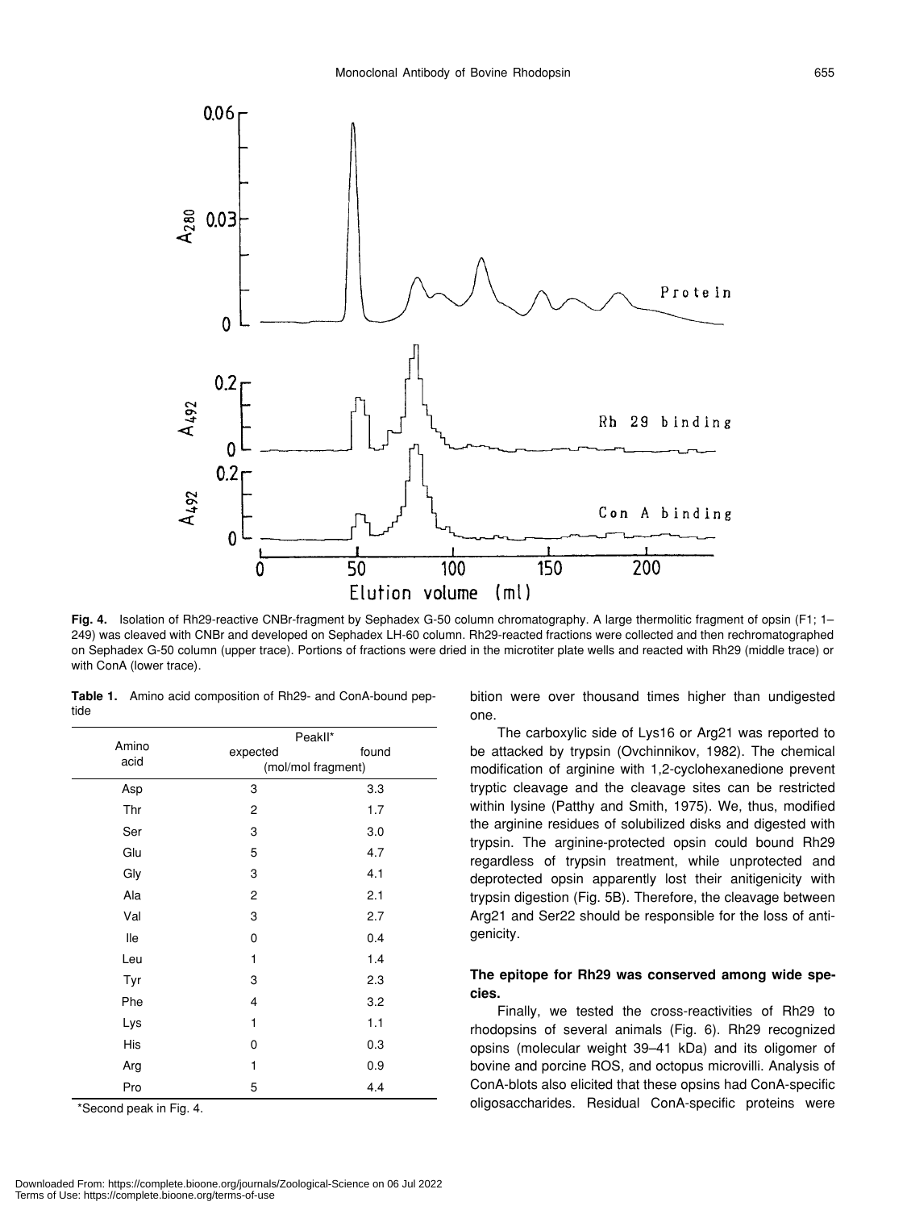**Fig. 4.** Isolation of Rh29-reactive CNBr-fragment by Sephadex G-50 column chromatography. A large thermolitic fragment of opsin (F1; 1–249) was cleaved with CNBr and developed on Sephadex LH-60 column. Rh29-reacted fractions were collected and then rechromatographed on Sephadex G-50 column (upper trace). Portions of fractions were dried in the microtiter plate wells and reacted with Rh29 (middle trace) or with ConA (lower trace).

**Table 1.** Amino acid composition of Rh29- and ConA-bound peptide

| Amino acid | PeakII* expected (mol/mol fragment) | found |
|---|---|---|
| Asp | 3 | 3.3 |
| Thr | 2 | 1.7 |
| Ser | 3 | 3.0 |
| Glu | 5 | 4.7 |
| Gly | 3 | 4.1 |
| Ala | 2 | 2.1 |
| Val | 3 | 2.7 |
| Ile | 0 | 0.4 |
| Leu | 1 | 1.4 |
| Tyr | 3 | 2.3 |
| Phe | 4 | 3.2 |
| Lys | 1 | 1.1 |
| His | 0 | 0.3 |
| Arg | 1 | 0.9 |
| Pro | 5 | 4.4 |

*Second peak in Fig. 4.

bition were over thousand times higher than undigested one.

The carboxylic side of Lys16 or Arg21 was reported to be attacked by trypsin (Ovchinnikov, 1982). The chemical modification of arginine with 1,2-cyclohexanedione prevent tryptic cleavage and the cleavage sites can be restricted within lysine (Patthy and Smith, 1975). We, thus, modified the arginine residues of solubilized disks and digested with trypsin. The arginine-protected opsin could bound Rh29 regardless of trypsin treatment, while unprotected and deprotected opsin apparently lost their anitigenicity with trypsin digestion (Fig. 5B). Therefore, the cleavage between Arg21 and Ser22 should be responsible for the loss of antigenicity.

### The epitope for Rh29 was conserved among wide species.

Finally, we tested the cross-reactivities of Rh29 to rhodopsins of several animals (Fig. 6). Rh29 recognized opsins (molecular weight 39–41 kDa) and its oligomer of bovine and porcine ROS, and octopus microvilli. Analysis of ConA-blots also elicited that these opsins had ConA-specific oligosaccharides. Residual ConA-specific proteins were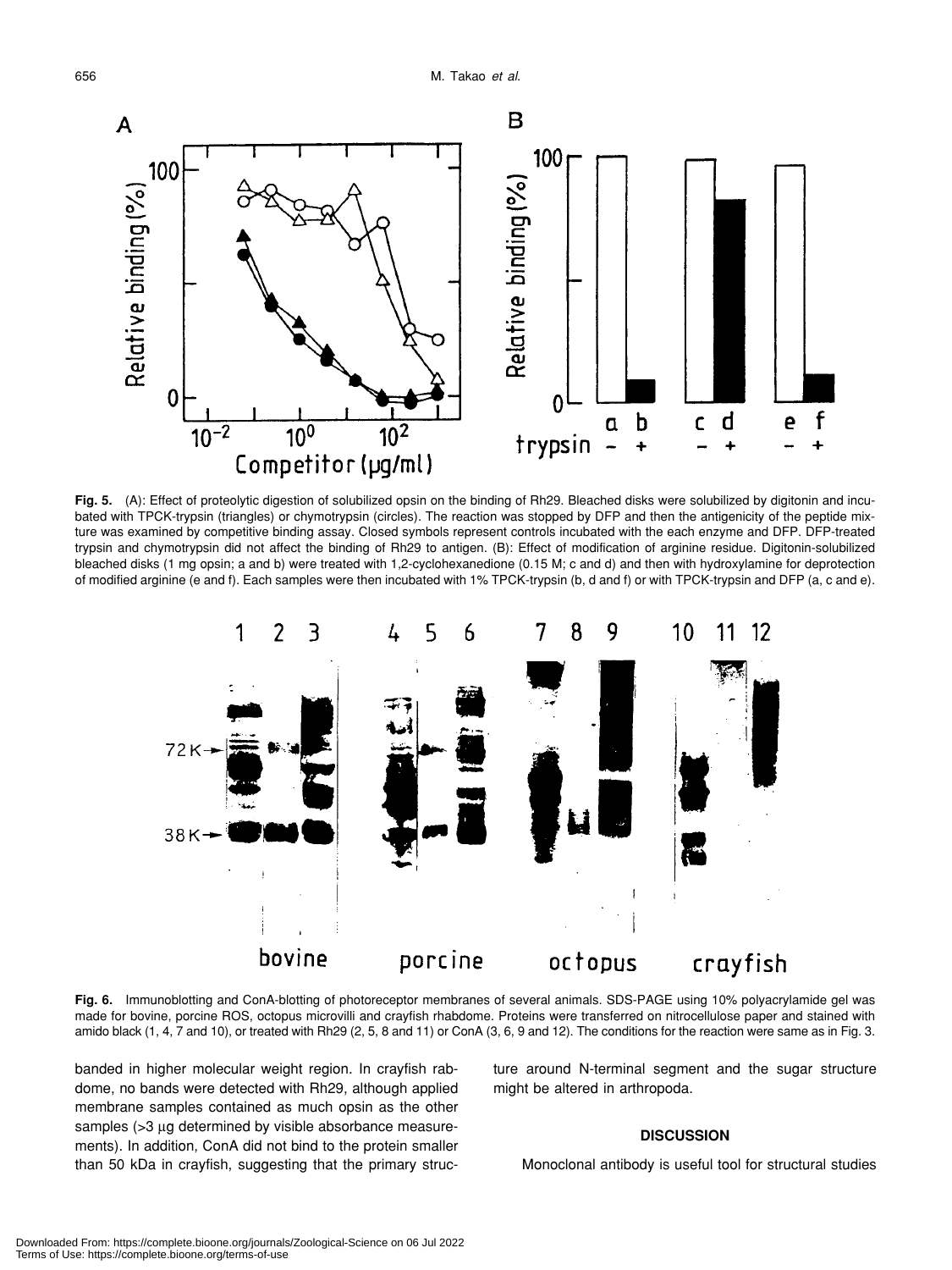**Fig. 5.** (A): Effect of proteolytic digestion of solubilized opsin on the binding of Rh29. Bleached disks were solubilized by digitonin and incubated with TPCK-trypsin (triangles) or chymotrypsin (circles). The reaction was stopped by DFP and then the antigenicity of the peptide mixture was examined by competitive binding assay. Closed symbols represent controls incubated with the each enzyme and DFP. DFP-treated trypsin and chymotrypsin did not affect the binding of Rh29 to antigen. (B): Effect of modification of arginine residue. Digitonin-solubilized bleached disks (1 mg opsin; a and b) were treated with 1,2-cyclohexanedione (0.15 M; c and d) and then with hydroxylamine for deprotection of modified arginine (e and f). Each samples were then incubated with 1% TPCK-trypsin (b, d and f) or with TPCK-trypsin and DFP (a, c and e).

**Fig. 6.** Immunoblotting and ConA-blotting of photoreceptor membranes of several animals. SDS-PAGE using 10% polyacrylamide gel was made for bovine, porcine ROS, octopus microvilli and crayfish rhabdome. Proteins were transferred on nitrocellulose paper and stained with amido black (1, 4, 7 and 10), or treated with Rh29 (2, 5, 8 and 11) or ConA (3, 6, 9 and 12). The conditions for the reaction were same as in Fig. 3.

banded in higher molecular weight region. In crayfish rabdome, no bands were detected with Rh29, although applied membrane samples contained as much opsin as the other samples (>3 μg determined by visible absorbance measurements). In addition, ConA did not bind to the protein smaller than 50 kDa in crayfish, suggesting that the primary structure around N-terminal segment and the sugar structure might be altered in arthropoda.

## DISCUSSION

Monoclonal antibody is useful tool for structural studies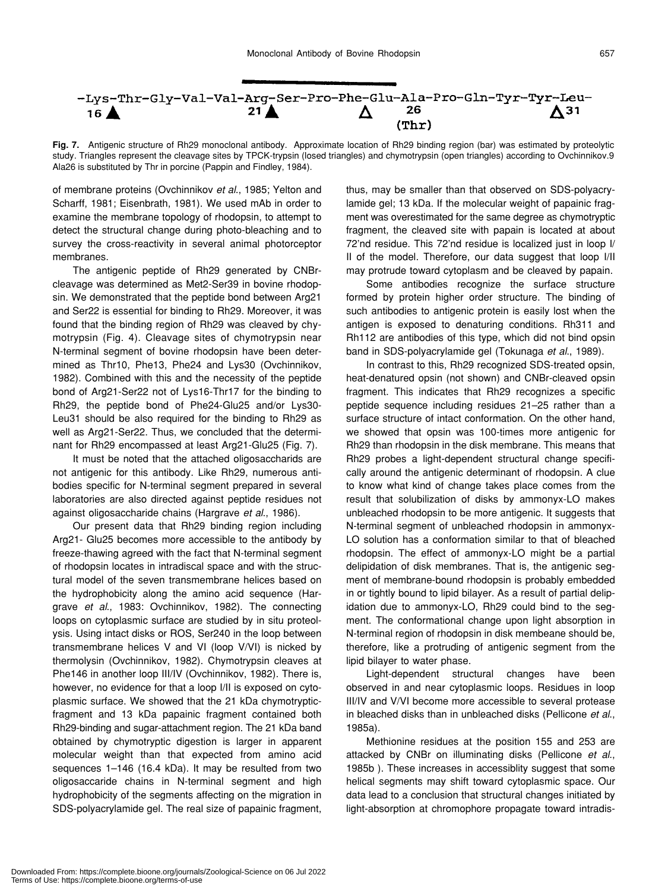```
-Lys-Thr-Gly-Val-Val-Arg-Ser-Pro-Phe-Glu-Ala-Pro-Gln-Tyr-Tyr-Leu-
16 ▲                  21 ▲              △        26              △31
                                              (Thr)
```

**Fig. 7.** Antigenic structure of Rh29 monoclonal antibody. Approximate location of Rh29 binding region (bar) was estimated by proteolytic study. Triangles represent the cleavage sites by TPCK-trypsin (losed triangles) and chymotrypsin (open triangles) according to Ovchinnikov.9 Ala26 is substituted by Thr in porcine (Pappin and Findley, 1984).

of membrane proteins (Ovchinnikov *et al*., 1985; Yelton and Scharff, 1981; Eisenbrath, 1981). We used mAb in order to examine the membrane topology of rhodopsin, to attempt to detect the structural change during photo-bleaching and to survey the cross-reactivity in several animal photorceptor membranes.

The antigenic peptide of Rh29 generated by CNBr-cleavage was determined as Met2-Ser39 in bovine rhodopsin. We demonstrated that the peptide bond between Arg21 and Ser22 is essential for binding to Rh29. Moreover, it was found that the binding region of Rh29 was cleaved by chymotrypsin (Fig. 4). Cleavage sites of chymotrypsin near N-terminal segment of bovine rhodopsin have been determined as Thr10, Phe13, Phe24 and Lys30 (Ovchinnikov, 1982). Combined with this and the necessity of the peptide bond of Arg21-Ser22 not of Lys16-Thr17 for the binding to Rh29, the peptide bond of Phe24-Glu25 and/or Lys30-Leu31 should be also required for the binding to Rh29 as well as Arg21-Ser22. Thus, we concluded that the determinant for Rh29 encompassed at least Arg21-Glu25 (Fig. 7).

It must be noted that the attached oligosaccharids are not antigenic for this antibody. Like Rh29, numerous antibodies specific for N-terminal segment prepared in several laboratories are also directed against peptide residues not against oligosaccharide chains (Hargrave *et al*., 1986).

Our present data that Rh29 binding region including Arg21- Glu25 becomes more accessible to the antibody by freeze-thawing agreed with the fact that N-terminal segment of rhodopsin locates in intradiscal space and with the structural model of the seven transmembrane helices based on the hydrophobicity along the amino acid sequence (Hargrave *et al*., 1983: Ovchinnikov, 1982). The connecting loops on cytoplasmic surface are studied by in situ proteolysis. Using intact disks or ROS, Ser240 in the loop between transmembrane helices V and VI (loop V/VI) is nicked by thermolysin (Ovchinnikov, 1982). Chymotrypsin cleaves at Phe146 in another loop III/IV (Ovchinnikov, 1982). There is, however, no evidence for that a loop I/II is exposed on cytoplasmic surface. We showed that the 21 kDa chymotryptic-fragment and 13 kDa papainic fragment contained both Rh29-binding and sugar-attachment region. The 21 kDa band obtained by chymotryptic digestion is larger in apparent molecular weight than that expected from amino acid sequences 1–146 (16.4 kDa). It may be resulted from two oligosaccaride chains in N-terminal segment and high hydrophobicity of the segments affecting on the migration in SDS-polyacrylamide gel. The real size of papainic fragment, thus, may be smaller than that observed on SDS-polyacrylamide gel; 13 kDa. If the molecular weight of papainic fragment was overestimated for the same degree as chymotryptic fragment, the cleaved site with papain is located at about 72'nd residue. This 72'nd residue is localized just in loop I/II of the model. Therefore, our data suggest that loop I/II may protrude toward cytoplasm and be cleaved by papain.

Some antibodies recognize the surface structure formed by protein higher order structure. The binding of such antibodies to antigenic protein is easily lost when the antigen is exposed to denaturing conditions. Rh311 and Rh112 are antibodies of this type, which did not bind opsin band in SDS-polyacrylamide gel (Tokunaga *et al*., 1989).

In contrast to this, Rh29 recognized SDS-treated opsin, heat-denatured opsin (not shown) and CNBr-cleaved opsin fragment. This indicates that Rh29 recognizes a specific peptide sequence including residues 21–25 rather than a surface structure of intact conformation. On the other hand, we showed that opsin was 100-times more antigenic for Rh29 than rhodopsin in the disk membrane. This means that Rh29 probes a light-dependent structural change specifically around the antigenic determinant of rhodopsin. A clue to know what kind of change takes place comes from the result that solubilization of disks by ammonyx-LO makes unbleached rhodopsin to be more antigenic. It suggests that N-terminal segment of unbleached rhodopsin in ammonyx-LO solution has a conformation similar to that of bleached rhodopsin. The effect of ammonyx-LO might be a partial delipidation of disk membranes. That is, the antigenic segment of membrane-bound rhodopsin is probably embedded in or tightly bound to lipid bilayer. As a result of partial delipidation due to ammonyx-LO, Rh29 could bind to the segment. The conformational change upon light absorption in N-terminal region of rhodopsin in disk membeane should be, therefore, like a protruding of antigenic segment from the lipid bilayer to water phase.

Light-dependent structural changes have been observed in and near cytoplasmic loops. Residues in loop III/IV and V/VI become more accessible to several protease in bleached disks than in unbleached disks (Pellicone *et al*., 1985a).

Methionine residues at the position 155 and 253 are attacked by CNBr on illuminating disks (Pellicone *et al*., 1985b ). These increases in accessiblity suggest that some helical segments may shift toward cytoplasmic space. Our data lead to a conclusion that structural changes initiated by light-absorption at chromophore propagate toward intradis-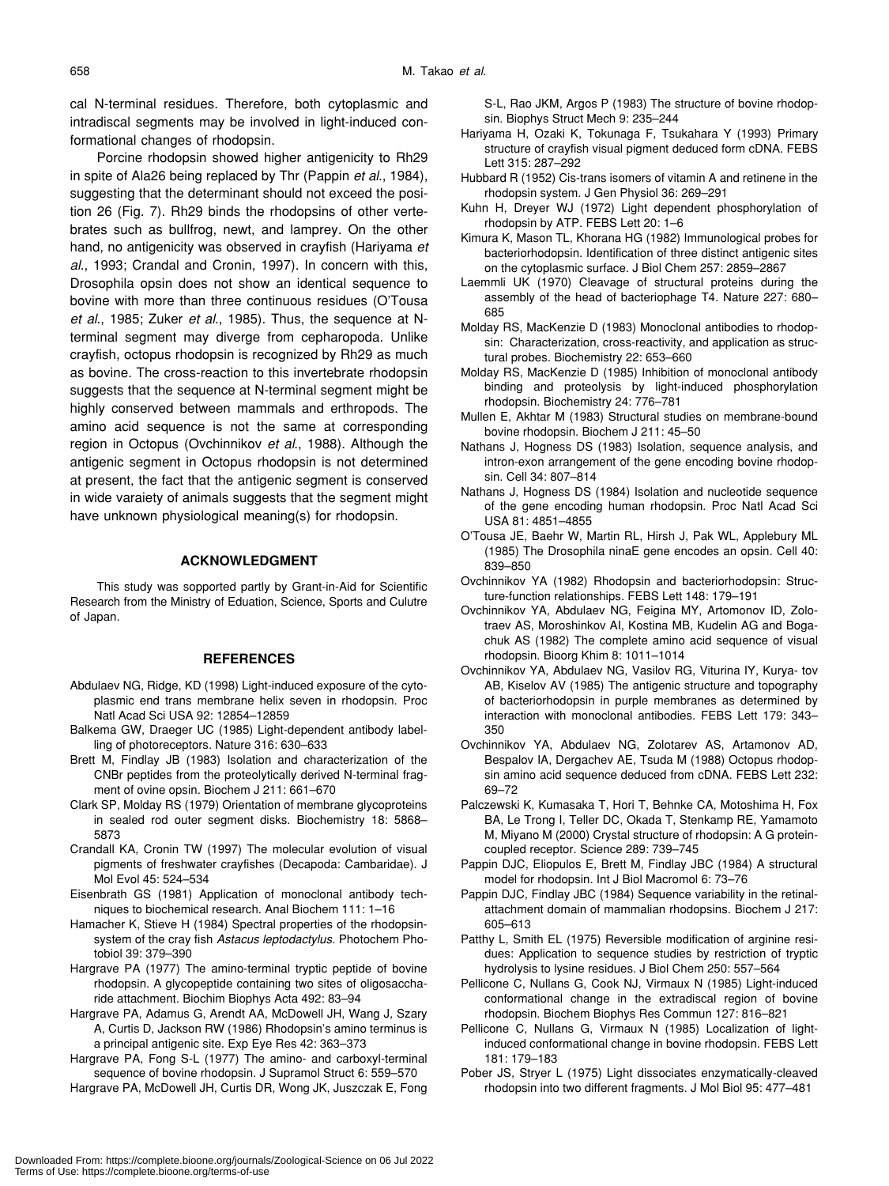cal N-terminal residues. Therefore, both cytoplasmic and intradiscal segments may be involved in light-induced conformational changes of rhodopsin.

Porcine rhodopsin showed higher antigenicity to Rh29 in spite of Ala26 being replaced by Thr (Pappin *et al*., 1984), suggesting that the determinant should not exceed the position 26 (Fig. 7). Rh29 binds the rhodopsins of other vertebrates such as bullfrog, newt, and lamprey. On the other hand, no antigenicity was observed in crayfish (Hariyama *et al*., 1993; Crandal and Cronin, 1997). In concern with this, Drosophila opsin does not show an identical sequence to bovine with more than three continuous residues (O'Tousa *et al*., 1985; Zuker *et al*., 1985). Thus, the sequence at N-terminal segment may diverge from cepharopoda. Unlike crayfish, octopus rhodopsin is recognized by Rh29 as much as bovine. The cross-reaction to this invertebrate rhodopsin suggests that the sequence at N-terminal segment might be highly conserved between mammals and erthropods. The amino acid sequence is not the same at corresponding region in Octopus (Ovchinnikov *et al*., 1988). Although the antigenic segment in Octopus rhodopsin is not determined at present, the fact that the antigenic segment is conserved in wide varaiety of animals suggests that the segment might have unknown physiological meaning(s) for rhodopsin.

## ACKNOWLEDGMENT

This study was sopported partly by Grant-in-Aid for Scientific Research from the Ministry of Eduation, Science, Sports and Culutre of Japan.

## REFERENCES

Abdulaev NG, Ridge, KD (1998) Light-induced exposure of the cytoplasmic end trans membrane helix seven in rhodopsin. Proc Natl Acad Sci USA 92: 12854–12859

Balkema GW, Draeger UC (1985) Light-dependent antibody labelling of photoreceptors. Nature 316: 630–633

Brett M, Findlay JB (1983) Isolation and characterization of the CNBr peptides from the proteolytically derived N-terminal fragment of ovine opsin. Biochem J 211: 661–670

Clark SP, Molday RS (1979) Orientation of membrane glycoproteins in sealed rod outer segment disks. Biochemistry 18: 5868–5873

Crandall KA, Cronin TW (1997) The molecular evolution of visual pigments of freshwater crayfishes (Decapoda: Cambaridae). J Mol Evol 45: 524–534

Eisenbrath GS (1981) Application of monoclonal antibody techniques to biochemical research. Anal Biochem 111: 1–16

Hamacher K, Stieve H (1984) Spectral properties of the rhodopsin-system of the cray fish *Astacus leptodactylus*. Photochem Photobiol 39: 379–390

Hargrave PA (1977) The amino-terminal tryptic peptide of bovine rhodopsin. A glycopeptide containing two sites of oligosaccharide attachment. Biochim Biophys Acta 492: 83–94

Hargrave PA, Adamus G, Arendt AA, McDowell JH, Wang J, Szary A, Curtis D, Jackson RW (1986) Rhodopsin's amino terminus is a principal antigenic site. Exp Eye Res 42: 363–373

Hargrave PA, Fong S-L (1977) The amino- and carboxyl-terminal sequence of bovine rhodopsin. J Supramol Struct 6: 559–570

Hargrave PA, McDowell JH, Curtis DR, Wong JK, Juszczak E, Fong S-L, Rao JKM, Argos P (1983) The structure of bovine rhodopsin. Biophys Struct Mech 9: 235–244

Hariyama H, Ozaki K, Tokunaga F, Tsukahara Y (1993) Primary structure of crayfish visual pigment deduced form cDNA. FEBS Lett 315: 287–292

Hubbard R (1952) Cis-trans isomers of vitamin A and retinene in the rhodopsin system. J Gen Physiol 36: 269–291

Kuhn H, Dreyer WJ (1972) Light dependent phosphorylation of rhodopsin by ATP. FEBS Lett 20: 1–6

Kimura K, Mason TL, Khorana HG (1982) Immunological probes for bacteriorhodopsin. Identification of three distinct antigenic sites on the cytoplasmic surface. J Biol Chem 257: 2859–2867

Laemmli UK (1970) Cleavage of structural proteins during the assembly of the head of bacteriophage T4. Nature 227: 680–685

Molday RS, MacKenzie D (1983) Monoclonal antibodies to rhodopsin: Characterization, cross-reactivity, and application as structural probes. Biochemistry 22: 653–660

Molday RS, MacKenzie D (1985) Inhibition of monoclonal antibody binding and proteolysis by light-induced phosphorylation rhodopsin. Biochemistry 24: 776–781

Mullen E, Akhtar M (1983) Structural studies on membrane-bound bovine rhodopsin. Biochem J 211: 45–50

Nathans J, Hogness DS (1983) Isolation, sequence analysis, and intron-exon arrangement of the gene encoding bovine rhodopsin. Cell 34: 807–814

Nathans J, Hogness DS (1984) Isolation and nucleotide sequence of the gene encoding human rhodopsin. Proc Natl Acad Sci USA 81: 4851–4855

O'Tousa JE, Baehr W, Martin RL, Hirsh J, Pak WL, Applebury ML (1985) The Drosophila ninaE gene encodes an opsin. Cell 40: 839–850

Ovchinnikov YA (1982) Rhodopsin and bacteriorhodopsin: Structure-function relationships. FEBS Lett 148: 179–191

Ovchinnikov YA, Abdulaev NG, Feigina MY, Artomonov ID, Zolotraev AS, Moroshinkov AI, Kostina MB, Kudelin AG and Bogachuk AS (1982) The complete amino acid sequence of visual rhodopsin. Bioorg Khim 8: 1011–1014

Ovchinnikov YA, Abdulaev NG, Vasilov RG, Viturina IY, Kurya- tov AB, Kiselov AV (1985) The antigenic structure and topography of bacteriorhodopsin in purple membranes as determined by interaction with monoclonal antibodies. FEBS Lett 179: 343–350

Ovchinnikov YA, Abdulaev NG, Zolotarev AS, Artamonov AD, Bespalov IA, Dergachev AE, Tsuda M (1988) Octopus rhodopsin amino acid sequence deduced from cDNA. FEBS Lett 232: 69–72

Palczewski K, Kumasaka T, Hori T, Behnke CA, Motoshima H, Fox BA, Le Trong I, Teller DC, Okada T, Stenkamp RE, Yamamoto M, Miyano M (2000) Crystal structure of rhodopsin: A G protein-coupled receptor. Science 289: 739–745

Pappin DJC, Eliopulos E, Brett M, Findlay JBC (1984) A structural model for rhodopsin. Int J Biol Macromol 6: 73–76

Pappin DJC, Findlay JBC (1984) Sequence variability in the retinal-attachment domain of mammalian rhodopsins. Biochem J 217: 605–613

Patthy L, Smith EL (1975) Reversible modification of arginine residues: Application to sequence studies by restriction of tryptic hydrolysis to lysine residues. J Biol Chem 250: 557–564

Pellicone C, Nullans G, Cook NJ, Virmaux N (1985) Light-induced conformational change in the extradiscal region of bovine rhodopsin. Biochem Biophys Res Commun 127: 816–821

Pellicone C, Nullans G, Virmaux N (1985) Localization of light-induced conformational change in bovine rhodopsin. FEBS Lett 181: 179–183

Pober JS, Stryer L (1975) Light dissociates enzymatically-cleaved rhodopsin into two different fragments. J Mol Biol 95: 477–481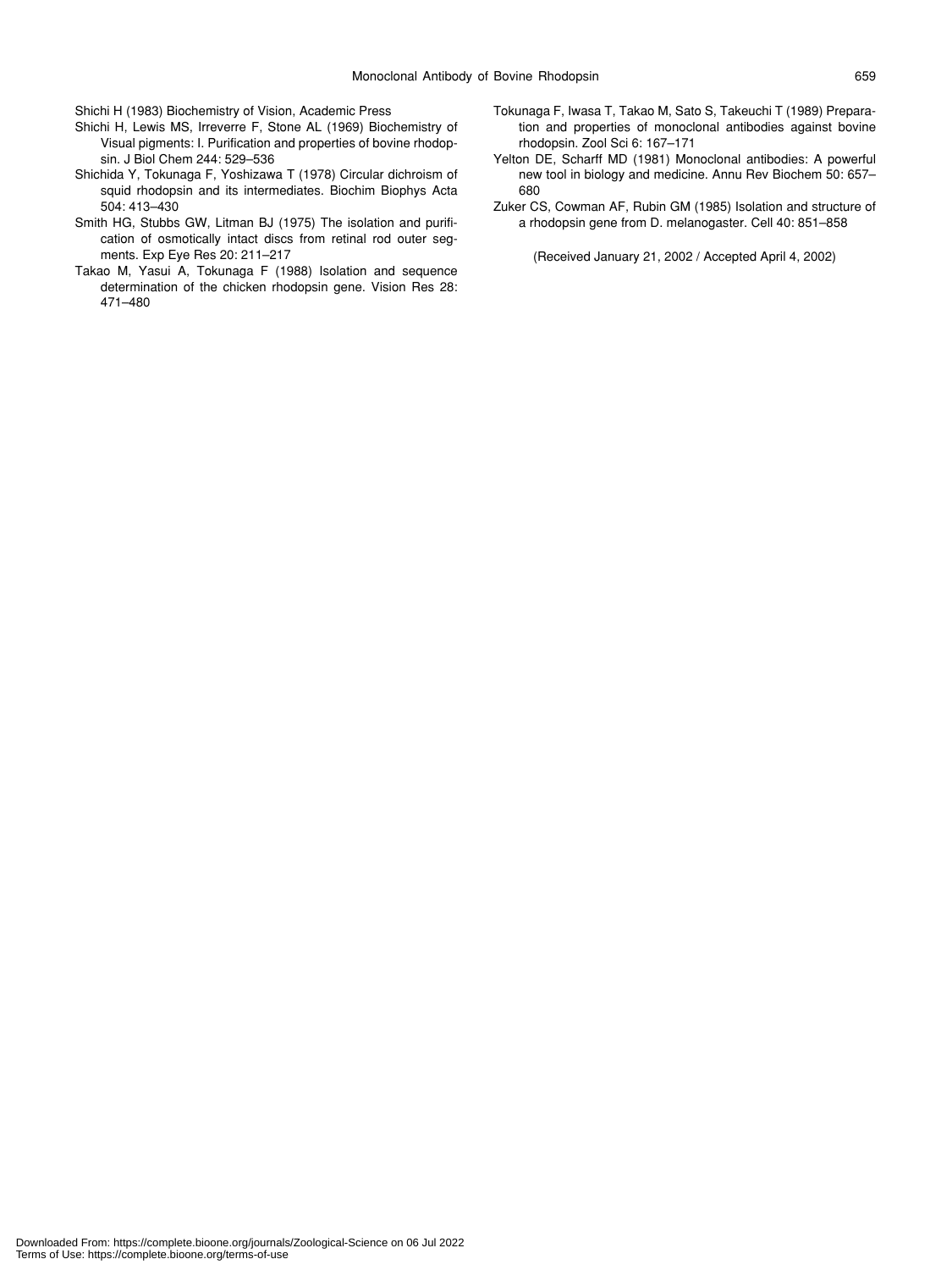Shichi H (1983) Biochemistry of Vision, Academic Press

Shichi H, Lewis MS, Irreverre F, Stone AL (1969) Biochemistry of Visual pigments: I. Purification and properties of bovine rhodopsin. J Biol Chem 244: 529–536

Shichida Y, Tokunaga F, Yoshizawa T (1978) Circular dichroism of squid rhodopsin and its intermediates. Biochim Biophys Acta 504: 413–430

Smith HG, Stubbs GW, Litman BJ (1975) The isolation and purification of osmotically intact discs from retinal rod outer segments. Exp Eye Res 20: 211–217

Takao M, Yasui A, Tokunaga F (1988) Isolation and sequence determination of the chicken rhodopsin gene. Vision Res 28: 471–480

Tokunaga F, Iwasa T, Takao M, Sato S, Takeuchi T (1989) Preparation and properties of monoclonal antibodies against bovine rhodopsin. Zool Sci 6: 167–171

Yelton DE, Scharff MD (1981) Monoclonal antibodies: A powerful new tool in biology and medicine. Annu Rev Biochem 50: 657–680

Zuker CS, Cowman AF, Rubin GM (1985) Isolation and structure of a rhodopsin gene from D. melanogaster. Cell 40: 851–858

(Received January 21, 2002 / Accepted April 4, 2002)

Downloaded From: https://complete.bioone.org/journals/Zoological-Science on 06 Jul 2022
Terms of Use: https://complete.bioone.org/terms-of-use